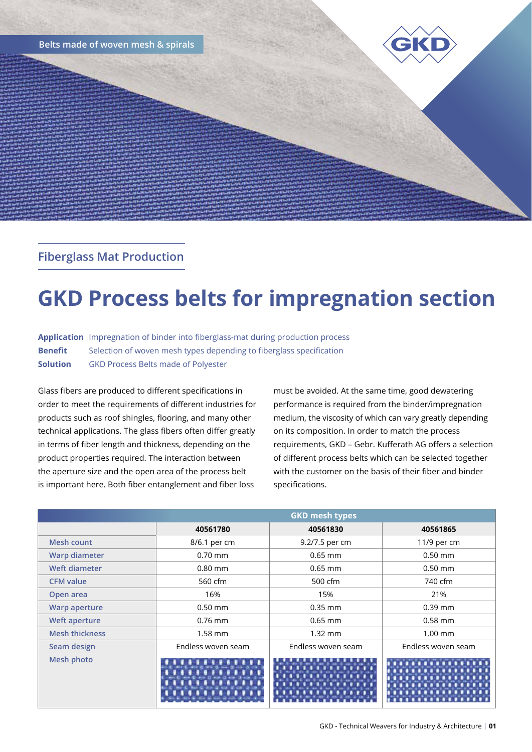Belts made of woven mesh & spirals

## Fiberglass Mat Production

# GKD Process belts for impregnation section

**Application** Impregnation of binder into fiberglass-mat during production process
**Benefit** Selection of woven mesh types depending to fiberglass specification
**Solution** GKD Process Belts made of Polyester

Glass fibers are produced to different specifications in order to meet the requirements of different industries for products such as roof shingles, flooring, and many other technical applications. The glass fibers often differ greatly in terms of fiber length and thickness, depending on the product properties required. The interaction between the aperture size and the open area of the process belt is important here. Both fiber entanglement and fiber loss must be avoided. At the same time, good dewatering performance is required from the binder/impregnation medium, the viscosity of which can vary greatly depending on its composition. In order to match the process requirements, GKD – Gebr. Kufferath AG offers a selection of different process belts which can be selected together with the customer on the basis of their fiber and binder specifications.

| | GKD mesh types | | |
|---|---|---|---|
| | **40561780** | **40561830** | **40561865** |
| Mesh count | 8/6.1 per cm | 9.2/7.5 per cm | 11/9 per cm |
| Warp diameter | 0.70 mm | 0.65 mm | 0.50 mm |
| Weft diameter | 0.80 mm | 0.65 mm | 0.50 mm |
| CFM value | 560 cfm | 500 cfm | 740 cfm |
| Open area | 16% | 15% | 21% |
| Warp aperture | 0.50 mm | 0.35 mm | 0.39 mm |
| Weft aperture | 0.76 mm | 0.65 mm | 0.58 mm |
| Mesh thickness | 1.58 mm | 1.32 mm | 1.00 mm |
| Seam design | Endless woven seam | Endless woven seam | Endless woven seam |
| Mesh photo | | | |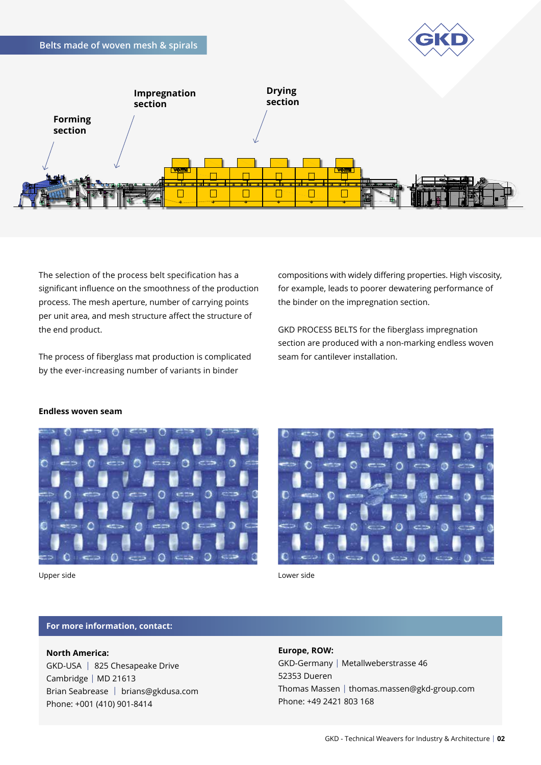Belts made of woven mesh & spirals

Forming section

Impregnation section

Drying section

The selection of the process belt specification has a significant influence on the smoothness of the production process. The mesh aperture, number of carrying points per unit area, and mesh structure affect the structure of the end product.

The process of fiberglass mat production is complicated by the ever-increasing number of variants in binder compositions with widely differing properties. High viscosity, for example, leads to poorer dewatering performance of the binder on the impregnation section.

GKD PROCESS BELTS for the fiberglass impregnation section are produced with a non-marking endless woven seam for cantilever installation.

**Endless woven seam**

Upper side

Lower side

## For more information, contact:

**North America:**
GKD-USA | 825 Chesapeake Drive
Cambridge | MD 21613
Brian Seabrease | brians@gkdusa.com
Phone: +001 (410) 901-8414

**Europe, ROW:**
GKD-Germany | Metallweberstrasse 46
52353 Dueren
Thomas Massen | thomas.massen@gkd-group.com
Phone: +49 2421 803 168